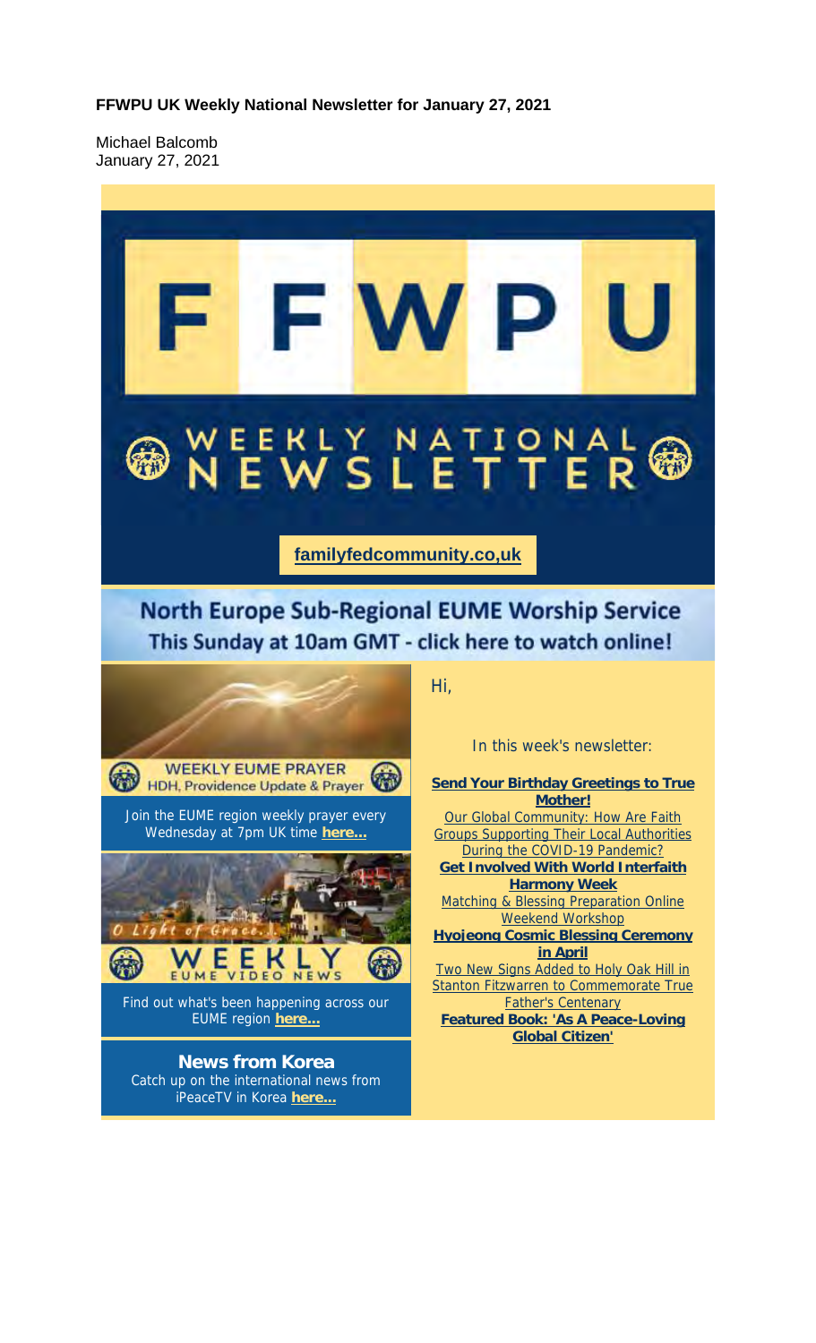**FFWPU UK Weekly National Newsletter for January 27, 2021**

Michael Balcomb
January 27, 2021

# FFWPU

## WEEKLY NATIONAL NEWSLETTER

familyfedcommunity.co,uk

## North Europe Sub-Regional EUME Worship Service

This Sunday at 10am GMT - click here to watch online!

**WEEKLY EUME PRAYER**
HDH, Providence Update & Prayer

Join the EUME region weekly prayer every Wednesday at 7pm UK time **here...**

O Light of Grace...
**WEEKLY EUME VIDEO NEWS**

Find out what's been happening across our EUME region **here...**

**News from Korea**
Catch up on the international news from iPeaceTV in Korea **here...**

Hi,

In this week's newsletter:

**Send Your Birthday Greetings to True Mother!**
Our Global Community: How Are Faith Groups Supporting Their Local Authorities During the COVID-19 Pandemic?
**Get Involved With World Interfaith Harmony Week**
Matching & Blessing Preparation Online Weekend Workshop
**Hyojeong Cosmic Blessing Ceremony in April**
Two New Signs Added to Holy Oak Hill in Stanton Fitzwarren to Commemorate True Father's Centenary
**Featured Book: 'As A Peace-Loving Global Citizen'**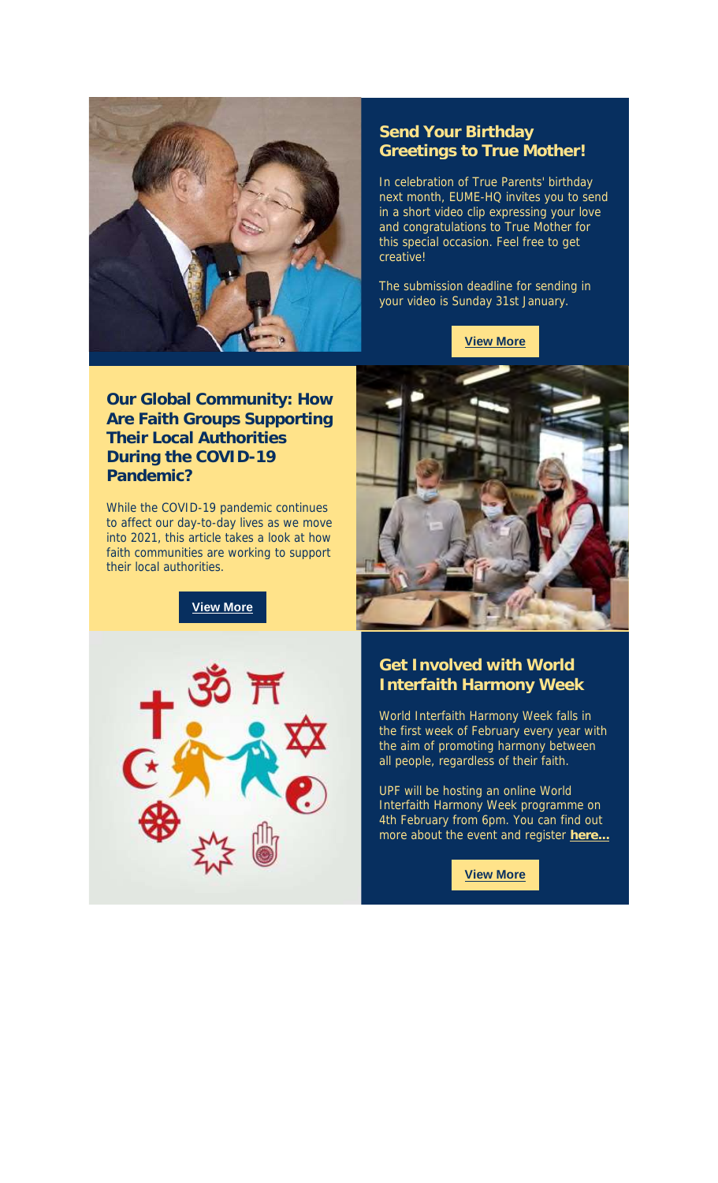## Send Your Birthday Greetings to True Mother!

In celebration of True Parents' birthday next month, EUME-HQ invites you to send in a short video clip expressing your love and congratulations to True Mother for this special occasion. Feel free to get creative!

The submission deadline for sending in your video is Sunday 31st January.

**View More**

## Our Global Community: How Are Faith Groups Supporting Their Local Authorities During the COVID-19 Pandemic?

While the COVID-19 pandemic continues to affect our day-to-day lives as we move into 2021, this article takes a look at how faith communities are working to support their local authorities.

**View More**

## Get Involved with World Interfaith Harmony Week

World Interfaith Harmony Week falls in the first week of February every year with the aim of promoting harmony between all people, regardless of their faith.

UPF will be hosting an online World Interfaith Harmony Week programme on 4th February from 6pm. You can find out more about the event and register **here...**

**View More**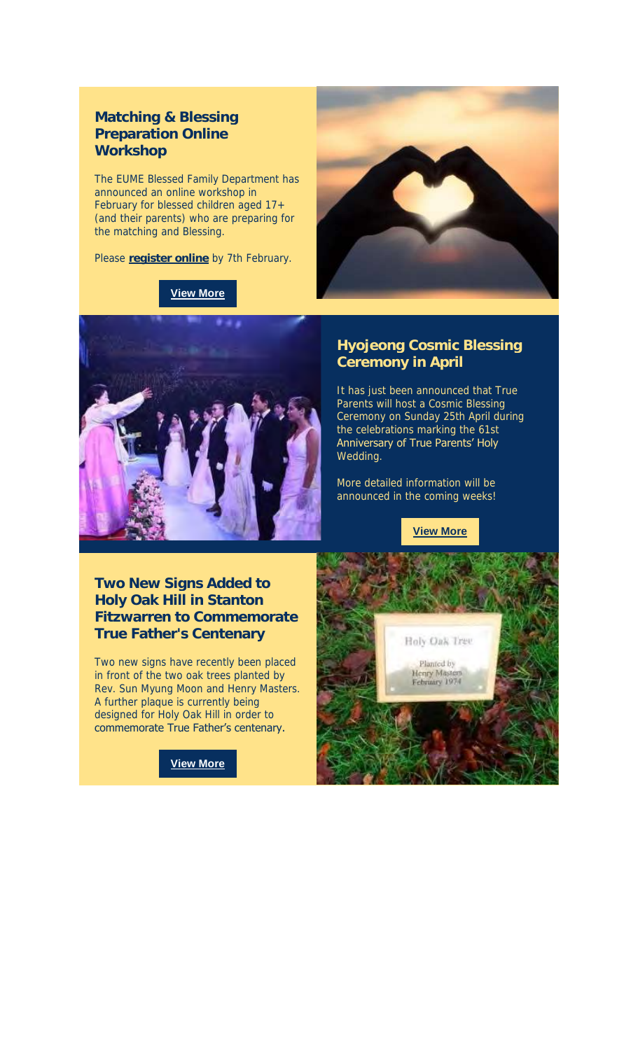## Matching & Blessing Preparation Online Workshop

The EUME Blessed Family Department has announced an online workshop in February for blessed children aged 17+ (and their parents) who are preparing for the matching and Blessing.

Please **register online** by 7th February.

**View More**

## Hyojeong Cosmic Blessing Ceremony in April

It has just been announced that True Parents will host a Cosmic Blessing Ceremony on Sunday 25th April during the celebrations marking the 61st Anniversary of True Parents' Holy Wedding.

More detailed information will be announced in the coming weeks!

**View More**

## Two New Signs Added to Holy Oak Hill in Stanton Fitzwarren to Commemorate True Father's Centenary

Two new signs have recently been placed in front of the two oak trees planted by Rev. Sun Myung Moon and Henry Masters. A further plaque is currently being designed for Holy Oak Hill in order to commemorate True Father's centenary.

**View More**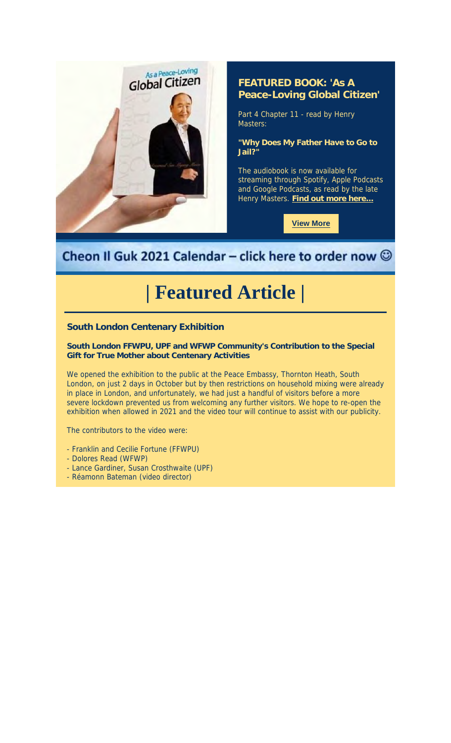## FEATURED BOOK: 'As A Peace-Loving Global Citizen'

Part 4 Chapter 11 - read by Henry Masters:

**"Why Does My Father Have to Go to Jail?"**

The audiobook is now available for streaming through Spotify, Apple Podcasts and Google Podcasts, as read by the late Henry Masters. **Find out more here...**

**View More**

Cheon Il Guk 2021 Calendar – click here to order now ☺

# | Featured Article |

### South London Centenary Exhibition

**South London FFWPU, UPF and WFWP Community's Contribution to the Special Gift for True Mother about Centenary Activities**

We opened the exhibition to the public at the Peace Embassy, Thornton Heath, South London, on just 2 days in October but by then restrictions on household mixing were already in place in London, and unfortunately, we had just a handful of visitors before a more severe lockdown prevented us from welcoming any further visitors. We hope to re-open the exhibition when allowed in 2021 and the video tour will continue to assist with our publicity.

The contributors to the video were:

- Franklin and Cecilie Fortune (FFWPU)
- Dolores Read (WFWP)
- Lance Gardiner, Susan Crosthwaite (UPF)
- Réamonn Bateman (video director)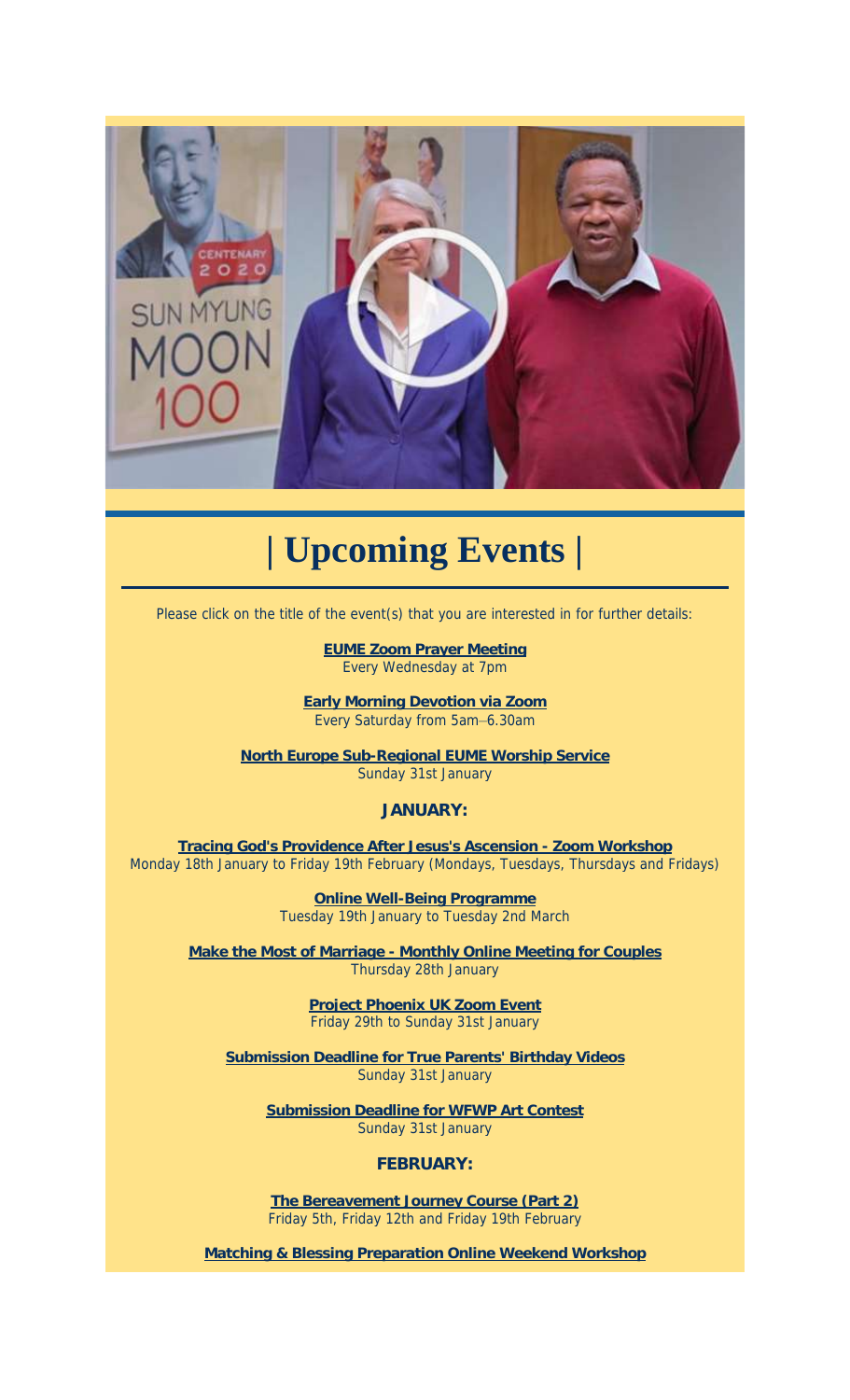# | Upcoming Events |

Please click on the title of the event(s) that you are interested in for further details:

**EUME Zoom Prayer Meeting**
Every Wednesday at 7pm

**Early Morning Devotion via Zoom**
Every Saturday from 5am–6.30am

**North Europe Sub-Regional EUME Worship Service**
Sunday 31st January

### JANUARY:

**Tracing God's Providence After Jesus's Ascension - Zoom Workshop**
Monday 18th January to Friday 19th February (Mondays, Tuesdays, Thursdays and Fridays)

**Online Well-Being Programme**
Tuesday 19th January to Tuesday 2nd March

**Make the Most of Marriage - Monthly Online Meeting for Couples**
Thursday 28th January

**Project Phoenix UK Zoom Event**
Friday 29th to Sunday 31st January

**Submission Deadline for True Parents' Birthday Videos**
Sunday 31st January

**Submission Deadline for WFWP Art Contest**
Sunday 31st January

### FEBRUARY:

**The Bereavement Journey Course (Part 2)**
Friday 5th, Friday 12th and Friday 19th February

**Matching & Blessing Preparation Online Weekend Workshop**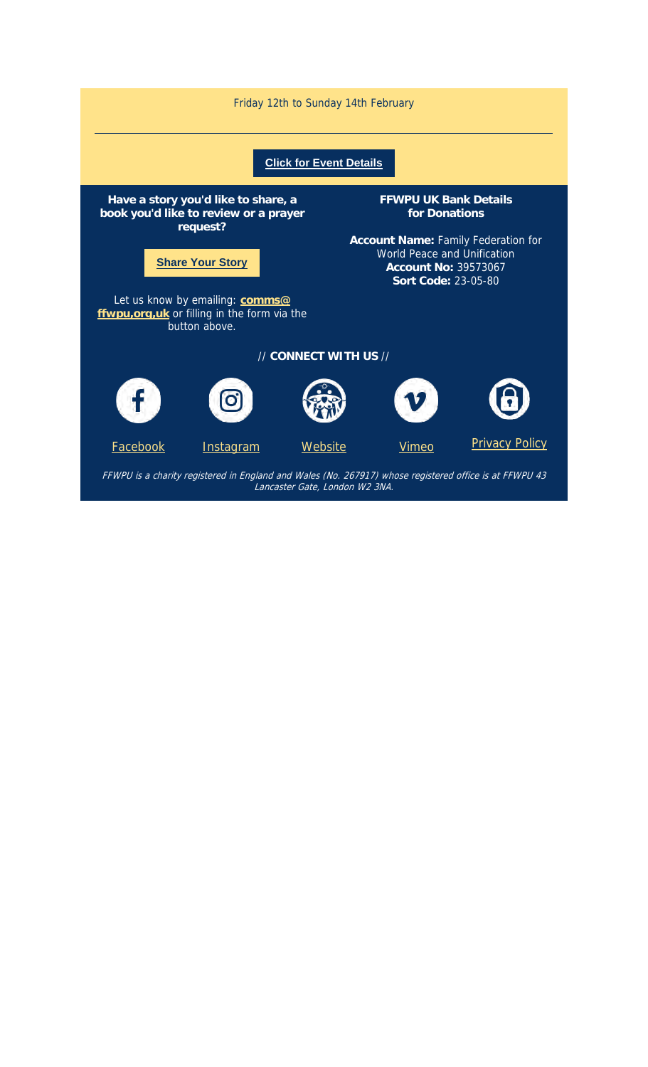Friday 12th to Sunday 14th February

---

**Click for Event Details**

**Have a story you'd like to share, a book you'd like to review or a prayer request?**

**Share Your Story**

Let us know by emailing: **comms@ffwpu,org,uk** or filling in the form via the button above.

**FFWPU UK Bank Details for Donations**

**Account Name:** Family Federation for World Peace and Unification
**Account No:** 39573067
**Sort Code:** 23-05-80

// **CONNECT WITH US** //

Facebook | Instagram | Website | Vimeo | Privacy Policy

*FFWPU is a charity registered in England and Wales (No. 267917) whose registered office is at FFWPU 43 Lancaster Gate, London W2 3NA.*